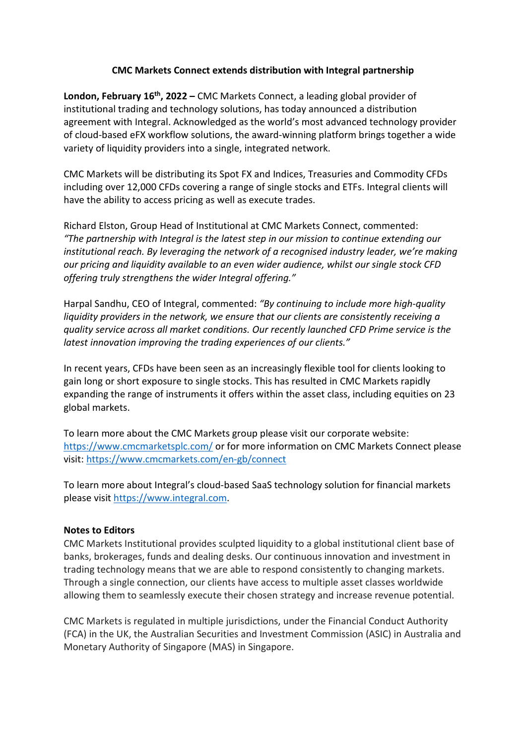# CMC Markets Connect extends distribution with Integral partnership

**London, February 16th, 2022 –** CMC Markets Connect, a leading global provider of institutional trading and technology solutions, has today announced a distribution agreement with Integral. Acknowledged as the world's most advanced technology provider of cloud-based eFX workflow solutions, the award-winning platform brings together a wide variety of liquidity providers into a single, integrated network.

CMC Markets will be distributing its Spot FX and Indices, Treasuries and Commodity CFDs including over 12,000 CFDs covering a range of single stocks and ETFs. Integral clients will have the ability to access pricing as well as execute trades.

Richard Elston, Group Head of Institutional at CMC Markets Connect, commented: *"The partnership with Integral is the latest step in our mission to continue extending our institutional reach. By leveraging the network of a recognised industry leader, we're making our pricing and liquidity available to an even wider audience, whilst our single stock CFD offering truly strengthens the wider Integral offering."*

Harpal Sandhu, CEO of Integral, commented: *"By continuing to include more high-quality liquidity providers in the network, we ensure that our clients are consistently receiving a quality service across all market conditions. Our recently launched CFD Prime service is the latest innovation improving the trading experiences of our clients."*

In recent years, CFDs have been seen as an increasingly flexible tool for clients looking to gain long or short exposure to single stocks. This has resulted in CMC Markets rapidly expanding the range of instruments it offers within the asset class, including equities on 23 global markets.

To learn more about the CMC Markets group please visit our corporate website: https://www.cmcmarketsplc.com/ or for more information on CMC Markets Connect please visit: https://www.cmcmarkets.com/en-gb/connect

To learn more about Integral's cloud-based SaaS technology solution for financial markets please visit https://www.integral.com.

**Notes to Editors**

CMC Markets Institutional provides sculpted liquidity to a global institutional client base of banks, brokerages, funds and dealing desks. Our continuous innovation and investment in trading technology means that we are able to respond consistently to changing markets. Through a single connection, our clients have access to multiple asset classes worldwide allowing them to seamlessly execute their chosen strategy and increase revenue potential.

CMC Markets is regulated in multiple jurisdictions, under the Financial Conduct Authority (FCA) in the UK, the Australian Securities and Investment Commission (ASIC) in Australia and Monetary Authority of Singapore (MAS) in Singapore.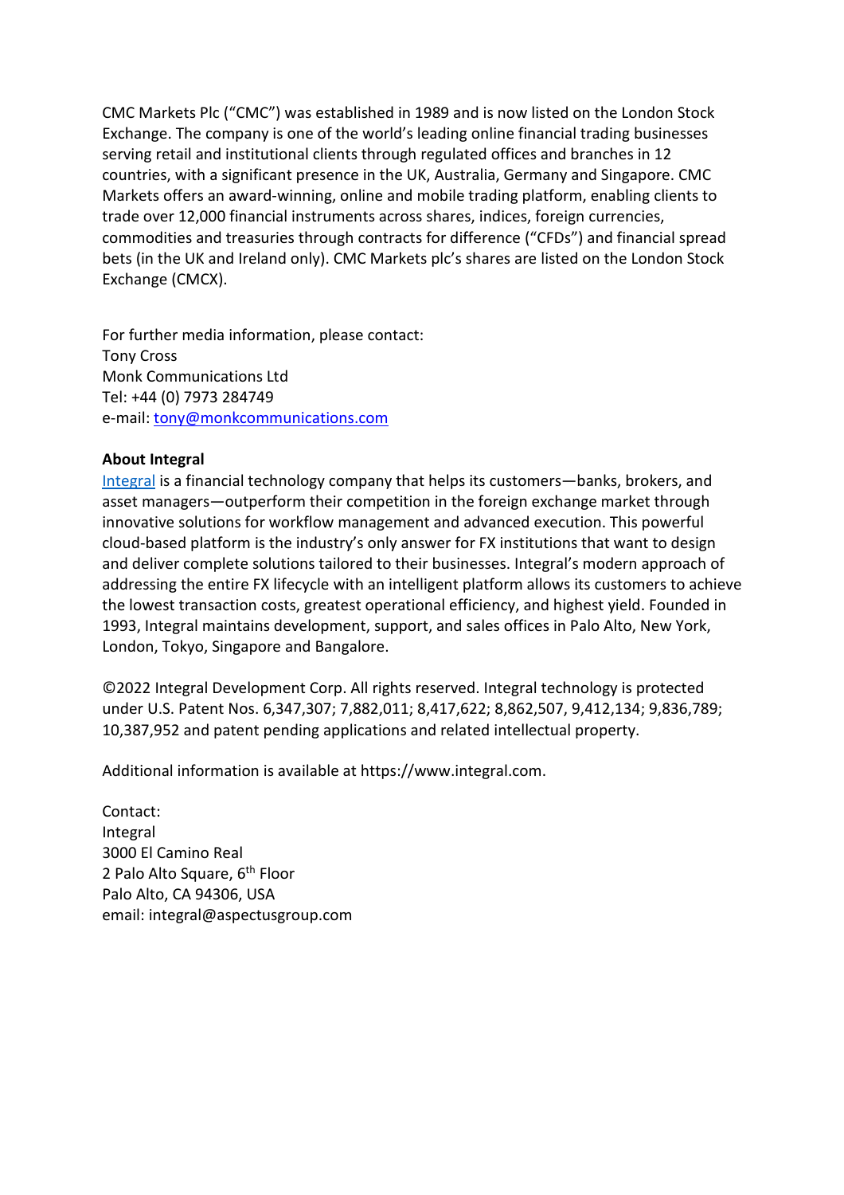CMC Markets Plc ("CMC") was established in 1989 and is now listed on the London Stock Exchange. The company is one of the world's leading online financial trading businesses serving retail and institutional clients through regulated offices and branches in 12 countries, with a significant presence in the UK, Australia, Germany and Singapore. CMC Markets offers an award-winning, online and mobile trading platform, enabling clients to trade over 12,000 financial instruments across shares, indices, foreign currencies, commodities and treasuries through contracts for difference ("CFDs") and financial spread bets (in the UK and Ireland only). CMC Markets plc's shares are listed on the London Stock Exchange (CMCX).

For further media information, please contact:
Tony Cross
Monk Communications Ltd
Tel: +44 (0) 7973 284749
e-mail: tony@monkcommunications.com

**About Integral**

Integral is a financial technology company that helps its customers—banks, brokers, and asset managers—outperform their competition in the foreign exchange market through innovative solutions for workflow management and advanced execution. This powerful cloud-based platform is the industry's only answer for FX institutions that want to design and deliver complete solutions tailored to their businesses. Integral's modern approach of addressing the entire FX lifecycle with an intelligent platform allows its customers to achieve the lowest transaction costs, greatest operational efficiency, and highest yield. Founded in 1993, Integral maintains development, support, and sales offices in Palo Alto, New York, London, Tokyo, Singapore and Bangalore.

©2022 Integral Development Corp. All rights reserved. Integral technology is protected under U.S. Patent Nos. 6,347,307; 7,882,011; 8,417,622; 8,862,507, 9,412,134; 9,836,789; 10,387,952 and patent pending applications and related intellectual property.

Additional information is available at https://www.integral.com.

Contact:
Integral
3000 El Camino Real
2 Palo Alto Square, 6th Floor
Palo Alto, CA 94306, USA
email: integral@aspectusgroup.com